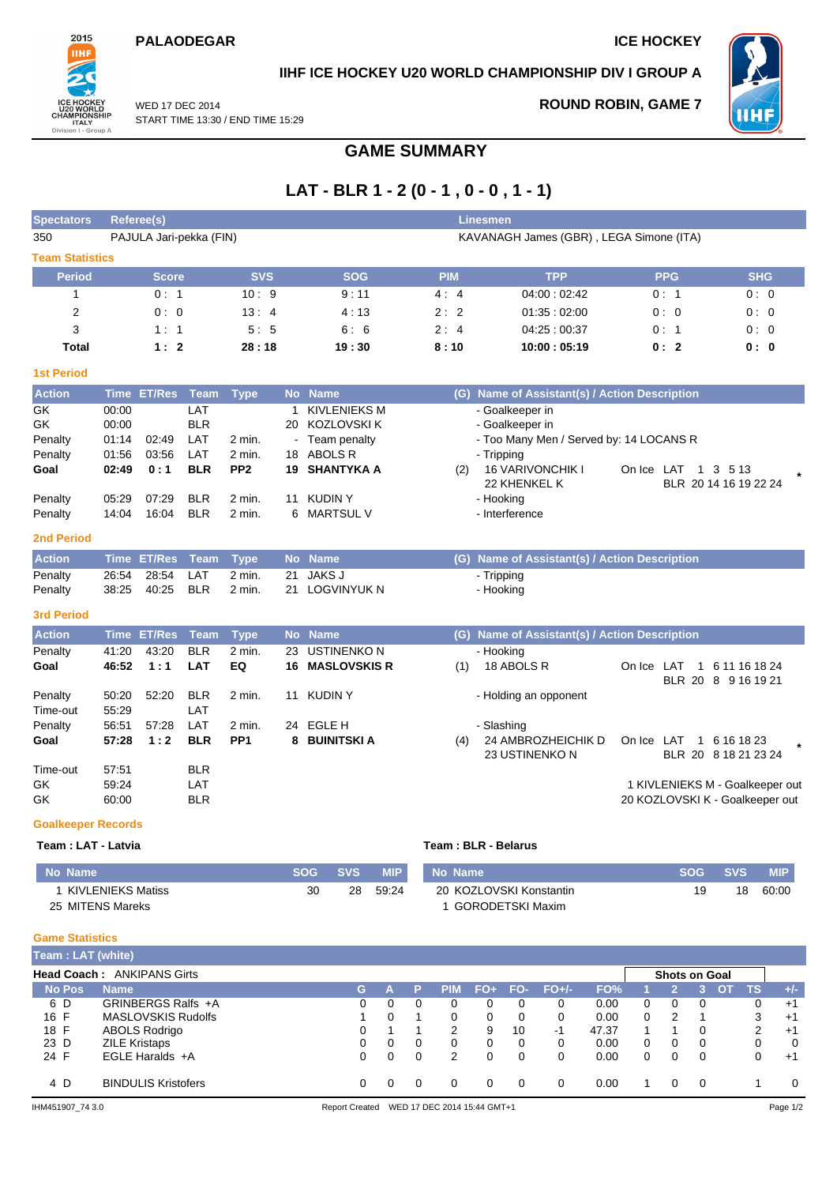PALAODEGAR

ICE HOCKEY

IIHF ICE HOCKEY U20 WORLD CHAMPIONSHIP DIV I GROUP A

WED 17 DEC 2014
START TIME 13:30 / END TIME 15:29

ROUND ROBIN, GAME 7

# GAME SUMMARY

## LAT - BLR 1 - 2 (0 - 1 , 0 - 0 , 1 - 1)

| Spectators | Referee(s) | Linesmen |
|---|---|---|
| 350 | PAJULA Jari-pekka (FIN) | KAVANAGH James (GBR) , LEGA Simone (ITA) |

### Team Statistics

| Period | Score | SVS | SOG | PIM | TPP | PPG | SHG |
|---|---|---|---|---|---|---|---|
| 1 | 0 : 1 | 10 : 9 | 9 : 11 | 4 : 4 | 04:00 : 02:42 | 0 : 1 | 0 : 0 |
| 2 | 0 : 0 | 13 : 4 | 4 : 13 | 2 : 2 | 01:35 : 02:00 | 0 : 0 | 0 : 0 |
| 3 | 1 : 1 | 5 : 5 | 6 : 6 | 2 : 4 | 04:25 : 00:37 | 0 : 1 | 0 : 0 |
| **Total** | **1 : 2** | **28 : 18** | **19 : 30** | **8 : 10** | **10:00 : 05:19** | **0 : 2** | **0 : 0** |

### 1st Period

| Action | Time | ET/Res | Team | Type | No | Name | (G) | Name of Assistant(s) / Action Description | |
|---|---|---|---|---|---|---|---|---|---|
| GK | 00:00 | | LAT | | 1 | KIVLENIEKS M | | - Goalkeeper in | |
| GK | 00:00 | | BLR | | 20 | KOZLOVSKI K | | - Goalkeeper in | |
| Penalty | 01:14 | 02:49 | LAT | 2 min. | - | Team penalty | | - Too Many Men / Served by: 14 LOCANS R | |
| Penalty | 01:56 | 03:56 | LAT | 2 min. | 18 | ABOLS R | | - Tripping | |
| **Goal** | **02:49** | **0 : 1** | **BLR** | **PP2** | **19** | **SHANTYKA A** | (2) | 16 VARIVONCHIK I<br>22 KHENKEL K | On Ice LAT 1 3 5 13<br>BLR 20 14 16 19 22 24 * |
| Penalty | 05:29 | 07:29 | BLR | 2 min. | 11 | KUDIN Y | | - Hooking | |
| Penalty | 14:04 | 16:04 | BLR | 2 min. | 6 | MARTSUL V | | - Interference | |

### 2nd Period

| Action | Time | ET/Res | Team | Type | No | Name | (G) | Name of Assistant(s) / Action Description |
|---|---|---|---|---|---|---|---|---|
| Penalty | 26:54 | 28:54 | LAT | 2 min. | 21 | JAKS J | | - Tripping |
| Penalty | 38:25 | 40:25 | BLR | 2 min. | 21 | LOGVINYUK N | | - Hooking |

### 3rd Period

| Action | Time | ET/Res | Team | Type | No | Name | (G) | Name of Assistant(s) / Action Description | |
|---|---|---|---|---|---|---|---|---|---|
| Penalty | 41:20 | 43:20 | BLR | 2 min. | 23 | USTINENKO N | | - Hooking | |
| **Goal** | **46:52** | **1 : 1** | **LAT** | **EQ** | **16** | **MASLOVSKIS R** | (1) | 18 ABOLS R | On Ice LAT 1 6 11 16 18 24<br>BLR 20 8 9 16 19 21 |
| Penalty | 50:20 | 52:20 | BLR | 2 min. | 11 | KUDIN Y | | - Holding an opponent | |
| Time-out | 55:29 | | LAT | | | | | | |
| Penalty | 56:51 | 57:28 | LAT | 2 min. | 24 | EGLE H | | - Slashing | |
| **Goal** | **57:28** | **1 : 2** | **BLR** | **PP1** | **8** | **BUINITSKI A** | (4) | 24 AMBROZHEICHIK D<br>23 USTINENKO N | On Ice LAT 1 6 16 18 23<br>BLR 20 8 18 21 23 24 * |
| Time-out | 57:51 | | BLR | | | | | | |
| GK | 59:24 | | LAT | | | | | | 1 KIVLENIEKS M - Goalkeeper out |
| GK | 60:00 | | BLR | | | | | | 20 KOZLOVSKI K - Goalkeeper out |

### Goalkeeper Records

**Team : LAT - Latvia**

| No Name | SOG | SVS | MIP |
|---|---|---|---|
| 1 KIVLENIEKS Matiss | 30 | 28 | 59:24 |
| 25 MITENS Mareks | | | |

**Team : BLR - Belarus**

| No Name | SOG | SVS | MIP |
|---|---|---|---|
| 20 KOZLOVSKI Konstantin | 19 | 18 | 60:00 |
| 1 GORODETSKI Maxim | | | |

### Game Statistics

**Team : LAT (white)**

**Head Coach :** ANKIPANS Girts

| No | Pos | Name | G | A | P | PIM | FO+ | FO- | FO+/- | FO% | 1 | 2 | 3 | OT | TS | +/- |
|---|---|---|---|---|---|---|---|---|---|---|---|---|---|---|---|---|
| 6 | D | GRINBERGS Ralfs +A | 0 | 0 | 0 | 0 | 0 | 0 | 0 | 0.00 | 0 | 0 | 0 | | 0 | +1 |
| 16 | F | MASLOVSKIS Rudolfs | 1 | 0 | 1 | 0 | 0 | 0 | 0 | 0.00 | 0 | 2 | 1 | | 3 | +1 |
| 18 | F | ABOLS Rodrigo | 0 | 1 | 1 | 2 | 9 | 10 | -1 | 47.37 | 1 | 1 | 0 | | 2 | +1 |
| 23 | D | ZILE Kristaps | 0 | 0 | 0 | 0 | 0 | 0 | 0 | 0.00 | 0 | 0 | 0 | | 0 | 0 |
| 24 | F | EGLE Haralds +A | 0 | 0 | 0 | 2 | 0 | 0 | 0 | 0.00 | 0 | 0 | 0 | | 0 | +1 |
| 4 | D | BINDULIS Kristofers | 0 | 0 | 0 | 0 | 0 | 0 | 0 | 0.00 | 1 | 0 | 0 | | 1 | 0 |

IHM451907_74 3.0 Report Created WED 17 DEC 2014 15:44 GMT+1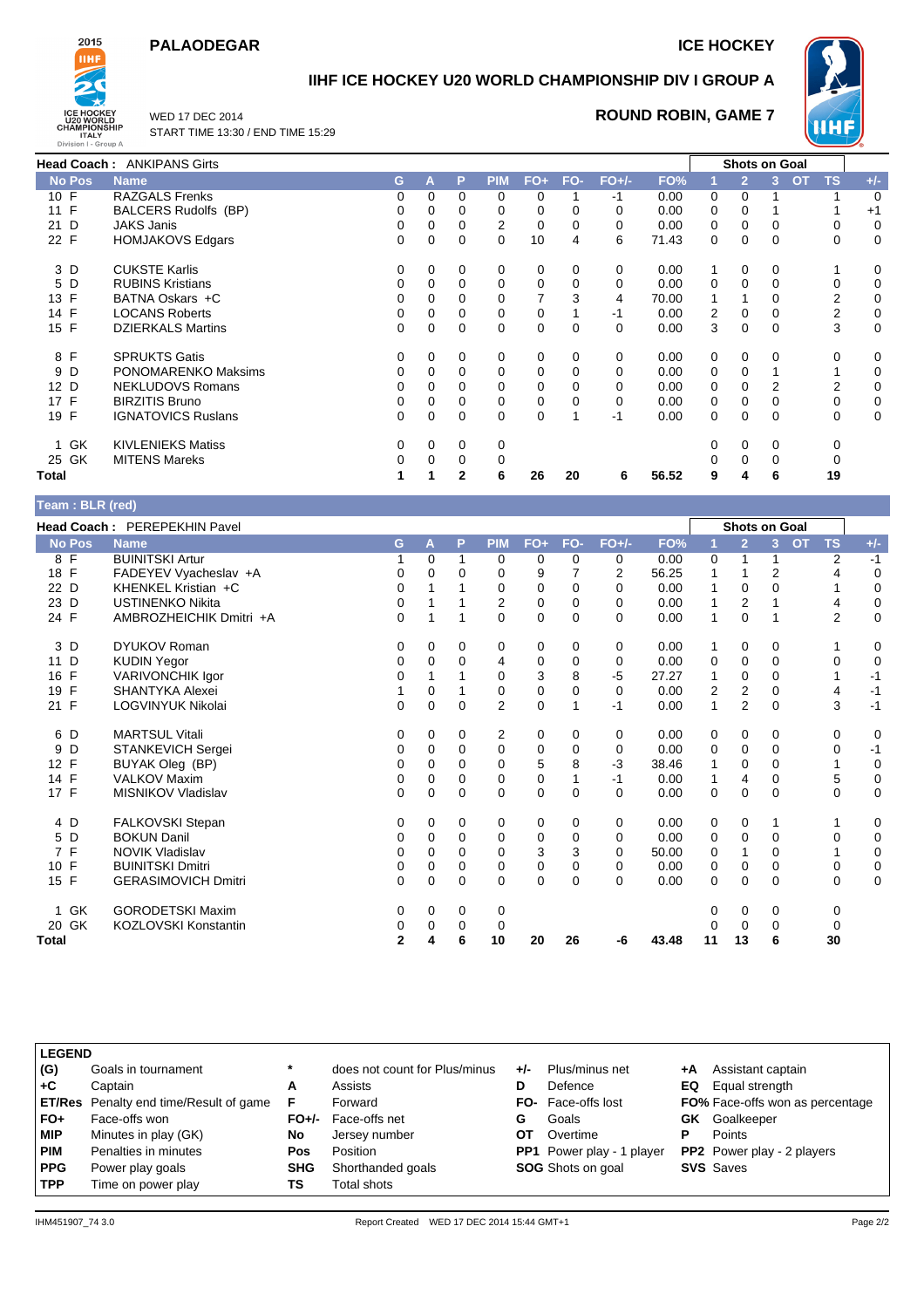**PALAODEGAR** — **ICE HOCKEY**

# IIHF ICE HOCKEY U20 WORLD CHAMPIONSHIP DIV I GROUP A

WED 17 DEC 2014
START TIME 13:30 / END TIME 15:29

**ROUND ROBIN, GAME 7**

**Head Coach :** ANKIPANS Girts

| No | Pos | Name | G | A | P | PIM | FO+ | FO- | FO+/- | FO% | Shots on Goal 1 | 2 | 3 | OT | TS | +/- |
|---|---|---|---|---|---|---|---|---|---|---|---|---|---|---|---|---|
| 10 | F | RAZGALS Frenks | 0 | 0 | 0 | 0 | 0 | 1 | -1 | 0.00 | 0 | 0 | 1 | | 1 | 0 |
| 11 | F | BALCERS Rudolfs (BP) | 0 | 0 | 0 | 0 | 0 | 0 | 0 | 0.00 | 0 | 0 | 1 | | 1 | +1 |
| 21 | D | JAKS Janis | 0 | 0 | 0 | 2 | 0 | 0 | 0 | 0.00 | 0 | 0 | 0 | | 0 | 0 |
| 22 | F | HOMJAKOVS Edgars | 0 | 0 | 0 | 0 | 10 | 4 | 6 | 71.43 | 0 | 0 | 0 | | 0 | 0 |
| 3 | D | CUKSTE Karlis | 0 | 0 | 0 | 0 | 0 | 0 | 0 | 0.00 | 1 | 0 | 0 | | 1 | 0 |
| 5 | D | RUBINS Kristians | 0 | 0 | 0 | 0 | 0 | 0 | 0 | 0.00 | 0 | 0 | 0 | | 0 | 0 |
| 13 | F | BATNA Oskars +C | 0 | 0 | 0 | 0 | 7 | 3 | 4 | 70.00 | 1 | 1 | 0 | | 2 | 0 |
| 14 | F | LOCANS Roberts | 0 | 0 | 0 | 0 | 0 | 1 | -1 | 0.00 | 2 | 0 | 0 | | 2 | 0 |
| 15 | F | DZIERKALS Martins | 0 | 0 | 0 | 0 | 0 | 0 | 0 | 0.00 | 3 | 0 | 0 | | 3 | 0 |
| 8 | F | SPRUKTS Gatis | 0 | 0 | 0 | 0 | 0 | 0 | 0 | 0.00 | 0 | 0 | 0 | | 0 | 0 |
| 9 | D | PONOMARENKO Maksims | 0 | 0 | 0 | 0 | 0 | 0 | 0 | 0.00 | 0 | 0 | 1 | | 1 | 0 |
| 12 | D | NEKLUDOVS Romans | 0 | 0 | 0 | 0 | 0 | 0 | 0 | 0.00 | 0 | 0 | 2 | | 2 | 0 |
| 17 | F | BIRZITIS Bruno | 0 | 0 | 0 | 0 | 0 | 0 | 0 | 0.00 | 0 | 0 | 0 | | 0 | 0 |
| 19 | F | IGNATOVICS Ruslans | 0 | 0 | 0 | 0 | 0 | 1 | -1 | 0.00 | 0 | 0 | 0 | | 0 | 0 |
| 1 | GK | KIVLENIEKS Matiss | 0 | 0 | 0 | 0 | | | | | 0 | 0 | 0 | | 0 | |
| 25 | GK | MITENS Mareks | 0 | 0 | 0 | 0 | | | | | 0 | 0 | 0 | | 0 | |
| **Total** | | | **1** | **1** | **2** | **6** | **26** | **20** | **6** | **56.52** | **9** | **4** | **6** | | **19** | |

## Team : BLR (red)

**Head Coach :** PEREPEKHIN Pavel

| No | Pos | Name | G | A | P | PIM | FO+ | FO- | FO+/- | FO% | Shots on Goal 1 | 2 | 3 | OT | TS | +/- |
|---|---|---|---|---|---|---|---|---|---|---|---|---|---|---|---|---|
| 8 | F | BUINITSKI Artur | 1 | 0 | 1 | 0 | 0 | 0 | 0 | 0.00 | 0 | 1 | 1 | | 2 | -1 |
| 18 | F | FADEYEV Vyacheslav +A | 0 | 0 | 0 | 0 | 9 | 7 | 2 | 56.25 | 1 | 1 | 2 | | 4 | 0 |
| 22 | D | KHENKEL Kristian +C | 0 | 1 | 1 | 0 | 0 | 0 | 0 | 0.00 | 1 | 0 | 0 | | 1 | 0 |
| 23 | D | USTINENKO Nikita | 0 | 1 | 1 | 2 | 0 | 0 | 0 | 0.00 | 1 | 2 | 1 | | 4 | 0 |
| 24 | F | AMBROZHEICHIK Dmitri +A | 0 | 1 | 1 | 0 | 0 | 0 | 0 | 0.00 | 1 | 0 | 1 | | 2 | 0 |
| 3 | D | DYUKOV Roman | 0 | 0 | 0 | 0 | 0 | 0 | 0 | 0.00 | 1 | 0 | 0 | | 1 | 0 |
| 11 | D | KUDIN Yegor | 0 | 0 | 0 | 4 | 0 | 0 | 0 | 0.00 | 0 | 0 | 0 | | 0 | 0 |
| 16 | F | VARIVONCHIK Igor | 0 | 1 | 1 | 0 | 3 | 8 | -5 | 27.27 | 1 | 0 | 0 | | 1 | -1 |
| 19 | F | SHANTYKA Alexei | 1 | 0 | 1 | 0 | 0 | 0 | 0 | 0.00 | 2 | 2 | 0 | | 4 | -1 |
| 21 | F | LOGVINYUK Nikolai | 0 | 0 | 0 | 2 | 0 | 1 | -1 | 0.00 | 1 | 2 | 0 | | 3 | -1 |
| 6 | D | MARTSUL Vitali | 0 | 0 | 0 | 2 | 0 | 0 | 0 | 0.00 | 0 | 0 | 0 | | 0 | 0 |
| 9 | D | STANKEVICH Sergei | 0 | 0 | 0 | 0 | 0 | 0 | 0 | 0.00 | 0 | 0 | 0 | | 0 | -1 |
| 12 | F | BUYAK Oleg (BP) | 0 | 0 | 0 | 0 | 5 | 8 | -3 | 38.46 | 1 | 0 | 0 | | 1 | 0 |
| 14 | F | VALKOV Maxim | 0 | 0 | 0 | 0 | 0 | 1 | -1 | 0.00 | 1 | 4 | 0 | | 5 | 0 |
| 17 | F | MISNIKOV Vladislav | 0 | 0 | 0 | 0 | 0 | 0 | 0 | 0.00 | 0 | 0 | 0 | | 0 | 0 |
| 4 | D | FALKOVSKI Stepan | 0 | 0 | 0 | 0 | 0 | 0 | 0 | 0.00 | 0 | 0 | 1 | | 1 | 0 |
| 5 | D | BOKUN Danil | 0 | 0 | 0 | 0 | 0 | 0 | 0 | 0.00 | 0 | 0 | 0 | | 0 | 0 |
| 7 | F | NOVIK Vladislav | 0 | 0 | 0 | 0 | 3 | 3 | 0 | 50.00 | 0 | 1 | 0 | | 1 | 0 |
| 10 | F | BUINITSKI Dmitri | 0 | 0 | 0 | 0 | 0 | 0 | 0 | 0.00 | 0 | 0 | 0 | | 0 | 0 |
| 15 | F | GERASIMOVICH Dmitri | 0 | 0 | 0 | 0 | 0 | 0 | 0 | 0.00 | 0 | 0 | 0 | | 0 | 0 |
| 1 | GK | GORODETSKI Maxim | 0 | 0 | 0 | 0 | | | | | 0 | 0 | 0 | | 0 | |
| 20 | GK | KOZLOVSKI Konstantin | 0 | 0 | 0 | 0 | | | | | 0 | 0 | 0 | | 0 | |
| **Total** | | | **2** | **4** | **6** | **10** | **20** | **26** | **-6** | **43.48** | **11** | **13** | **6** | | **30** | |

**LEGEND**

| | | | | | | | |
|---|---|---|---|---|---|---|---|
| (G) | Goals in tournament | * | does not count for Plus/minus | +/- | Plus/minus net | +A | Assistant captain |
| +C | Captain | A | Assists | D | Defence | EQ | Equal strength |
| ET/Res | Penalty end time/Result of game | F | Forward | FO- | Face-offs lost | FO% | Face-offs won as percentage |
| FO+ | Face-offs won | FO+/- | Face-offs net | G | Goals | GK | Goalkeeper |
| MIP | Minutes in play (GK) | No | Jersey number | OT | Overtime | P | Points |
| PIM | Penalties in minutes | Pos | Position | PP1 | Power play - 1 player | PP2 | Power play - 2 players |
| PPG | Power play goals | SHG | Shorthanded goals | SOG | Shots on goal | SVS | Saves |
| TPP | Time on power play | TS | Total shots | | | | |

IHM451907_74 3.0 — Report Created WED 17 DEC 2014 15:44 GMT+1